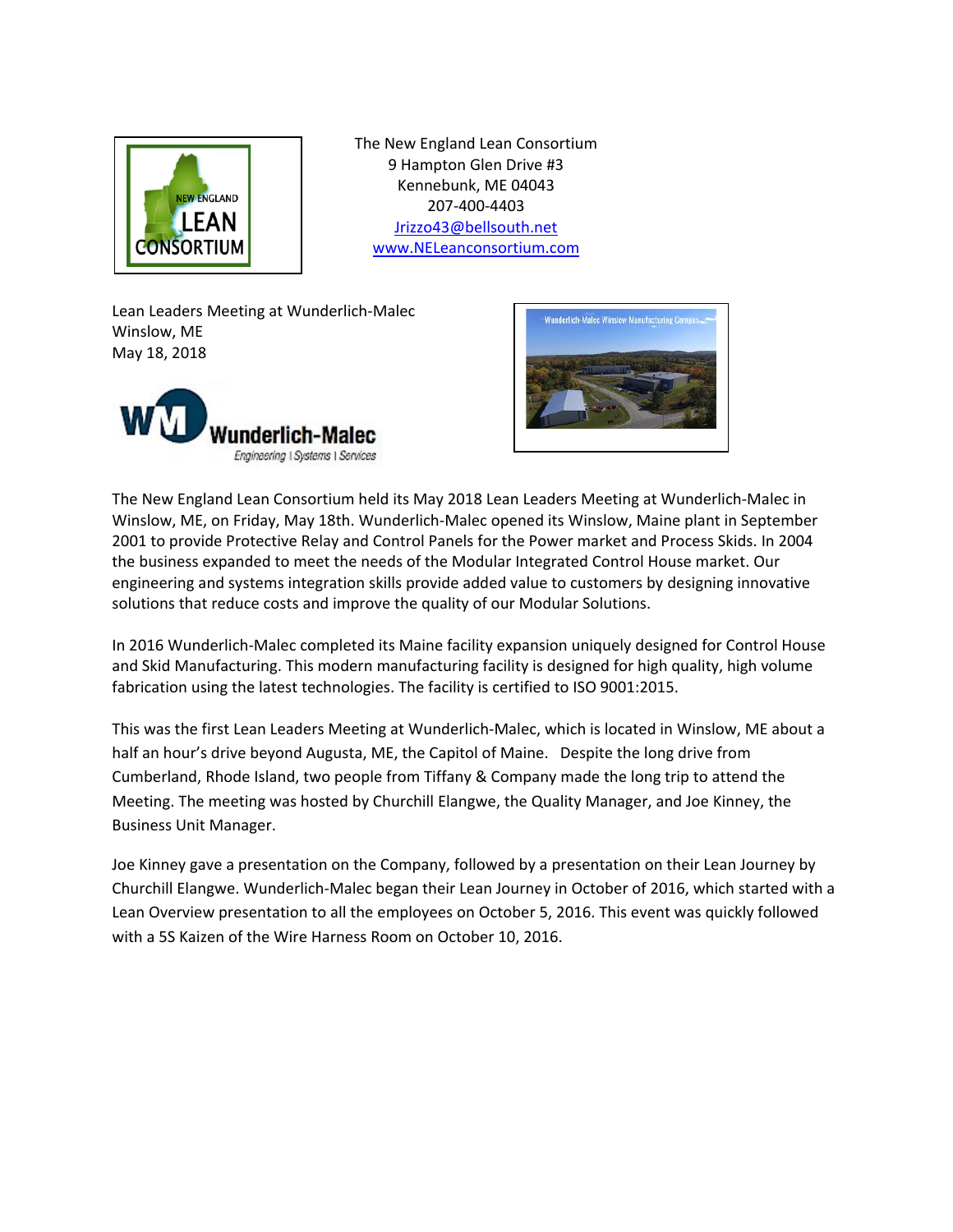The New England Lean Consortium
9 Hampton Glen Drive #3
Kennebunk, ME 04043
207-400-4403
Jrizzo43@bellsouth.net
www.NELeanconsortium.com

Lean Leaders Meeting at Wunderlich-Malec
Winslow, ME
May 18, 2018

The New England Lean Consortium held its May 2018 Lean Leaders Meeting at Wunderlich-Malec in Winslow, ME, on Friday, May 18th. Wunderlich-Malec opened its Winslow, Maine plant in September 2001 to provide Protective Relay and Control Panels for the Power market and Process Skids. In 2004 the business expanded to meet the needs of the Modular Integrated Control House market. Our engineering and systems integration skills provide added value to customers by designing innovative solutions that reduce costs and improve the quality of our Modular Solutions.

In 2016 Wunderlich-Malec completed its Maine facility expansion uniquely designed for Control House and Skid Manufacturing. This modern manufacturing facility is designed for high quality, high volume fabrication using the latest technologies. The facility is certified to ISO 9001:2015.

This was the first Lean Leaders Meeting at Wunderlich-Malec, which is located in Winslow, ME about a half an hour's drive beyond Augusta, ME, the Capitol of Maine. Despite the long drive from Cumberland, Rhode Island, two people from Tiffany & Company made the long trip to attend the Meeting. The meeting was hosted by Churchill Elangwe, the Quality Manager, and Joe Kinney, the Business Unit Manager.

Joe Kinney gave a presentation on the Company, followed by a presentation on their Lean Journey by Churchill Elangwe. Wunderlich-Malec began their Lean Journey in October of 2016, which started with a Lean Overview presentation to all the employees on October 5, 2016. This event was quickly followed with a 5S Kaizen of the Wire Harness Room on October 10, 2016.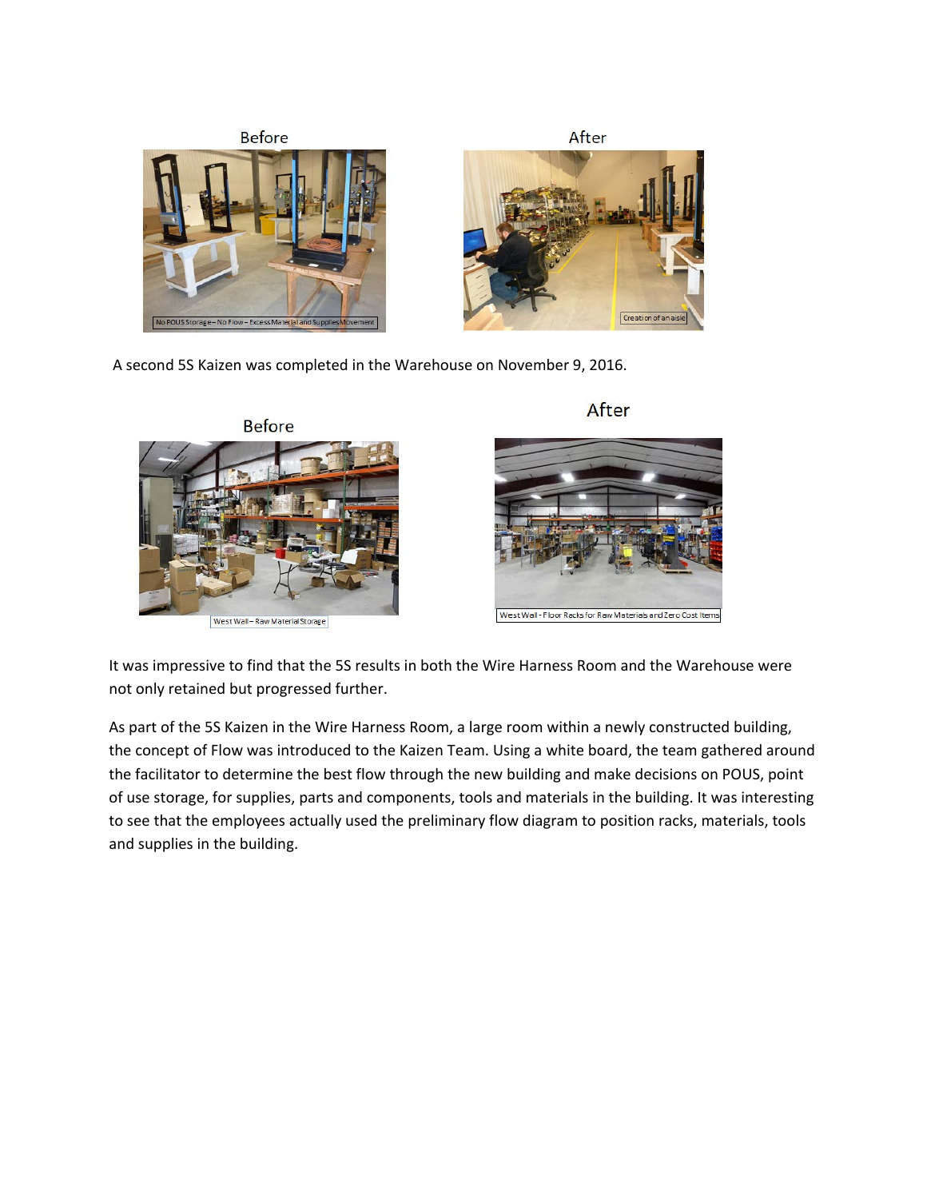Before

No POUS Storage – No Flow – Excess Material and Supplies Movement

After

Creation of an aisle

A second 5S Kaizen was completed in the Warehouse on November 9, 2016.

Before

West Wall – Raw Material Storage

After

West Wall - Floor Racks for Raw Materials and Zero Cost Items

It was impressive to find that the 5S results in both the Wire Harness Room and the Warehouse were not only retained but progressed further.

As part of the 5S Kaizen in the Wire Harness Room, a large room within a newly constructed building, the concept of Flow was introduced to the Kaizen Team. Using a white board, the team gathered around the facilitator to determine the best flow through the new building and make decisions on POUS, point of use storage, for supplies, parts and components, tools and materials in the building. It was interesting to see that the employees actually used the preliminary flow diagram to position racks, materials, tools and supplies in the building.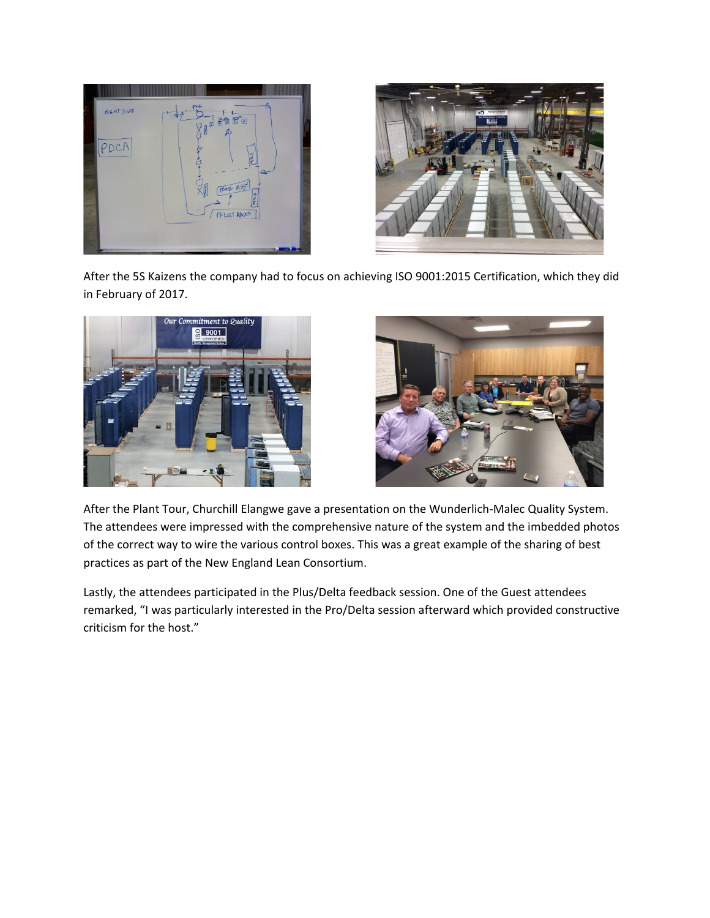After the 5S Kaizens the company had to focus on achieving ISO 9001:2015 Certification, which they did in February of 2017.

After the Plant Tour, Churchill Elangwe gave a presentation on the Wunderlich-Malec Quality System. The attendees were impressed with the comprehensive nature of the system and the imbedded photos of the correct way to wire the various control boxes. This was a great example of the sharing of best practices as part of the New England Lean Consortium.

Lastly, the attendees participated in the Plus/Delta feedback session. One of the Guest attendees remarked, "I was particularly interested in the Pro/Delta session afterward which provided constructive criticism for the host."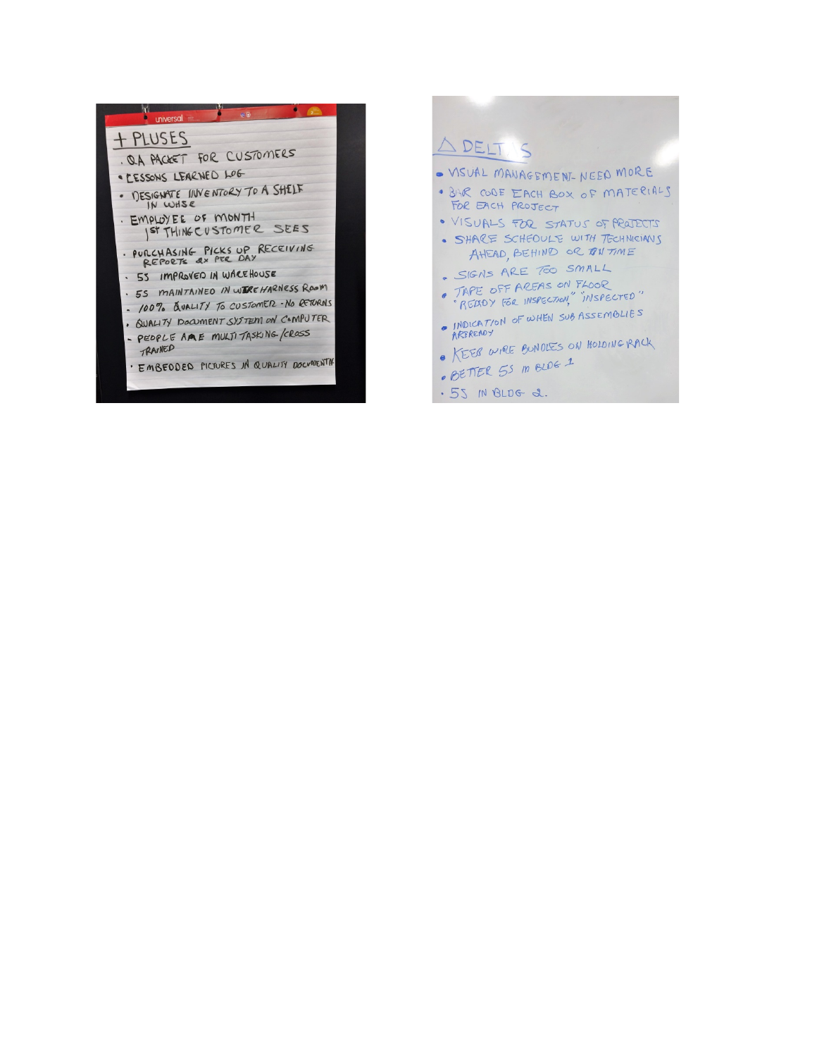## + PLUSES

- QA PACKET FOR CUSTOMERS
- LESSONS LEARNED LOG
- DESIGNATE INVENTORY TO A SHELF IN WHSE
- EMPLOYEE OF MONTH 1ST THING CUSTOMER SEES
- PURCHASING PICKS UP RECEIVING REPORTS 2X PER DAY
- 5S IMPROVED IN WAREHOUSE
- 5S MAINTAINED IN WIRE HARNESS ROOM
- 100% QUALITY TO CUSTOMER - NO RETURNS
- QUALITY DOCUMENT SYSTEM ON COMPUTER
- PEOPLE ARE MULTI TASKING/CROSS TRAINED
- EMBEDDED PICTURES IN QUALITY DOCUMENTA

## △ DELTAS

- VISUAL MANAGEMENT - NEED MORE
- BAR CODE EACH BOX OF MATERIALS FOR EACH PROJECT
- VISUALS FOR STATUS OF PROJECTS
- SHARE SCHEDULE WITH TECHNICIANS AHEAD, BEHIND OR ON TIME
- SIGNS ARE TOO SMALL
- TAPE OFF AREAS ON FLOOR "READY FOR INSPECTION," "INSPECTED"
- INDICATION OF WHEN SUB ASSEMBLIES ARE READY
- KEEP WIRE BUNDLES ON HOLDING RACK
- BETTER 5S IN BLDG 1
- 5S IN BLDG 2.